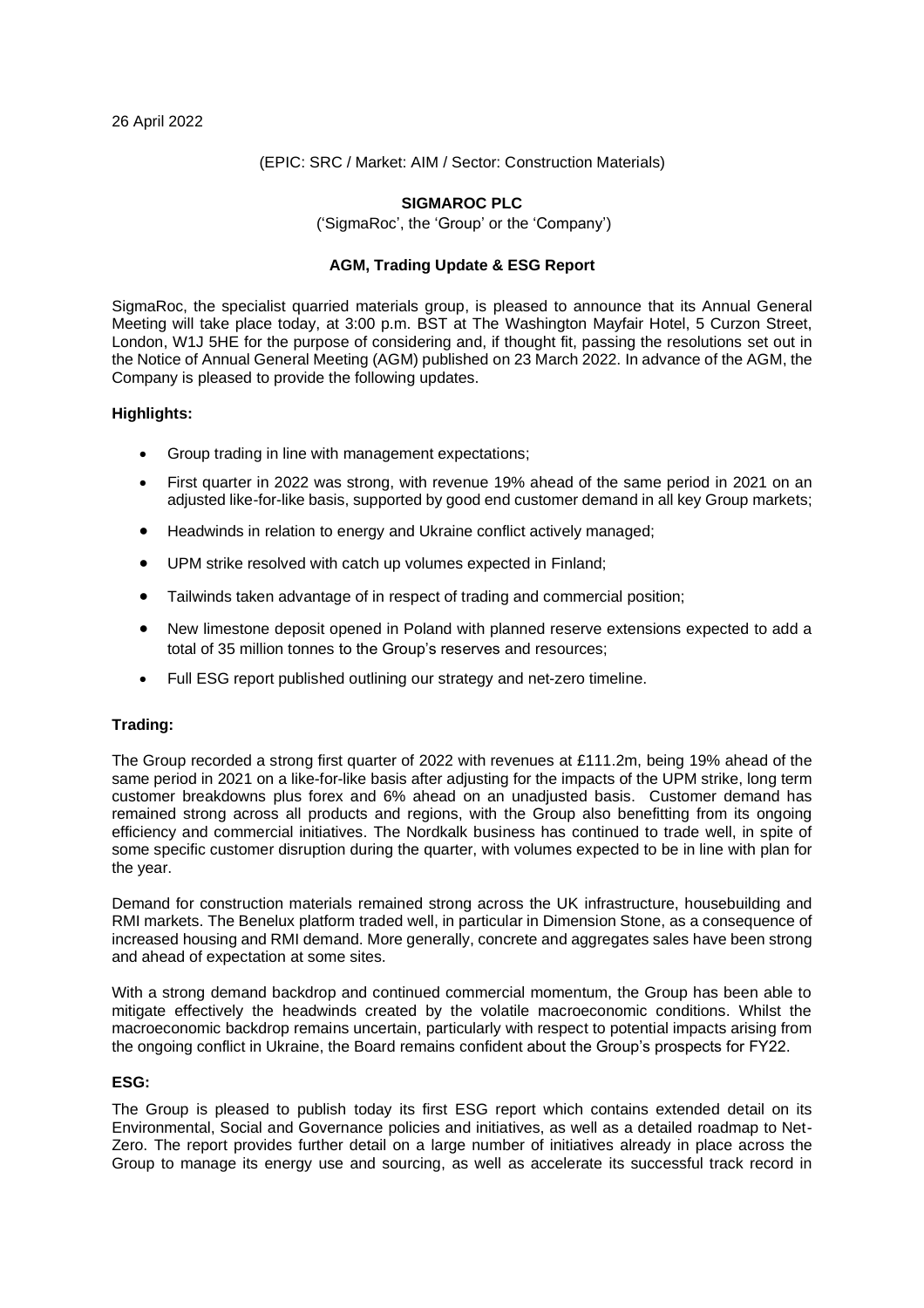26 April 2022

(EPIC: SRC / Market: AIM / Sector: Construction Materials)

**SIGMAROC PLC**

('SigmaRoc', the 'Group' or the 'Company')

**AGM, Trading Update & ESG Report**

SigmaRoc, the specialist quarried materials group, is pleased to announce that its Annual General Meeting will take place today, at 3:00 p.m. BST at The Washington Mayfair Hotel, 5 Curzon Street, London, W1J 5HE for the purpose of considering and, if thought fit, passing the resolutions set out in the Notice of Annual General Meeting (AGM) published on 23 March 2022. In advance of the AGM, the Company is pleased to provide the following updates.

**Highlights:**

- Group trading in line with management expectations;
- First quarter in 2022 was strong, with revenue 19% ahead of the same period in 2021 on an adjusted like-for-like basis, supported by good end customer demand in all key Group markets;
- Headwinds in relation to energy and Ukraine conflict actively managed;
- UPM strike resolved with catch up volumes expected in Finland;
- Tailwinds taken advantage of in respect of trading and commercial position;
- New limestone deposit opened in Poland with planned reserve extensions expected to add a total of 35 million tonnes to the Group's reserves and resources;
- Full ESG report published outlining our strategy and net-zero timeline.

**Trading:**

The Group recorded a strong first quarter of 2022 with revenues at £111.2m, being 19% ahead of the same period in 2021 on a like-for-like basis after adjusting for the impacts of the UPM strike, long term customer breakdowns plus forex and 6% ahead on an unadjusted basis. Customer demand has remained strong across all products and regions, with the Group also benefitting from its ongoing efficiency and commercial initiatives. The Nordkalk business has continued to trade well, in spite of some specific customer disruption during the quarter, with volumes expected to be in line with plan for the year.

Demand for construction materials remained strong across the UK infrastructure, housebuilding and RMI markets. The Benelux platform traded well, in particular in Dimension Stone, as a consequence of increased housing and RMI demand. More generally, concrete and aggregates sales have been strong and ahead of expectation at some sites.

With a strong demand backdrop and continued commercial momentum, the Group has been able to mitigate effectively the headwinds created by the volatile macroeconomic conditions. Whilst the macroeconomic backdrop remains uncertain, particularly with respect to potential impacts arising from the ongoing conflict in Ukraine, the Board remains confident about the Group's prospects for FY22.

**ESG:**

The Group is pleased to publish today its first ESG report which contains extended detail on its Environmental, Social and Governance policies and initiatives, as well as a detailed roadmap to Net-Zero. The report provides further detail on a large number of initiatives already in place across the Group to manage its energy use and sourcing, as well as accelerate its successful track record in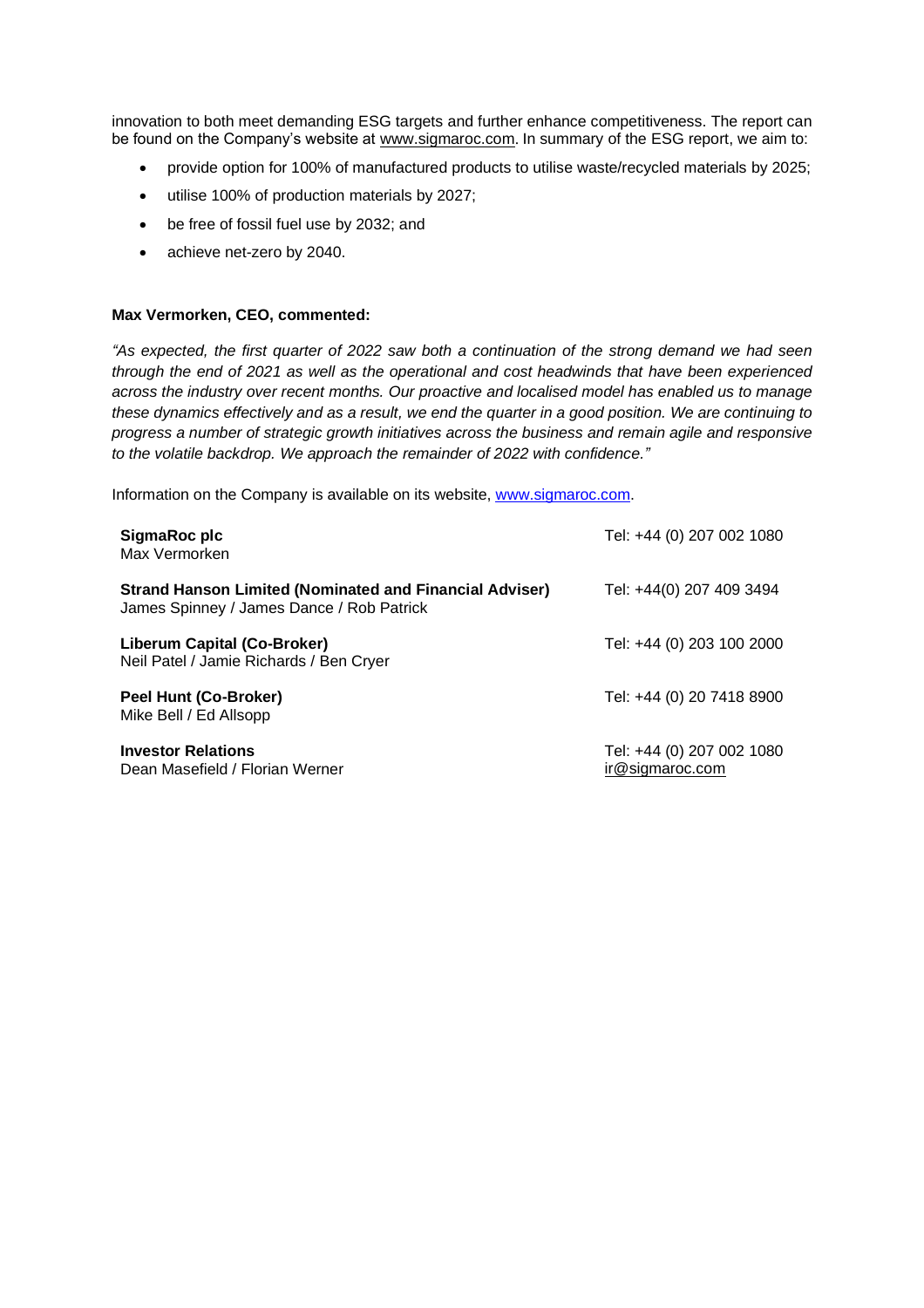innovation to both meet demanding ESG targets and further enhance competitiveness. The report can be found on the Company's website at www.sigmaroc.com. In summary of the ESG report, we aim to:

- provide option for 100% of manufactured products to utilise waste/recycled materials by 2025;
- utilise 100% of production materials by 2027;
- be free of fossil fuel use by 2032; and
- achieve net-zero by 2040.

**Max Vermorken, CEO, commented:**

*"As expected, the first quarter of 2022 saw both a continuation of the strong demand we had seen through the end of 2021 as well as the operational and cost headwinds that have been experienced across the industry over recent months. Our proactive and localised model has enabled us to manage these dynamics effectively and as a result, we end the quarter in a good position. We are continuing to progress a number of strategic growth initiatives across the business and remain agile and responsive to the volatile backdrop. We approach the remainder of 2022 with confidence."*

Information on the Company is available on its website, www.sigmaroc.com.

| | |
|---|---|
| **SigmaRoc plc**<br>Max Vermorken | Tel: +44 (0) 207 002 1080 |
| **Strand Hanson Limited (Nominated and Financial Adviser)**<br>James Spinney / James Dance / Rob Patrick | Tel: +44(0) 207 409 3494 |
| **Liberum Capital (Co-Broker)**<br>Neil Patel / Jamie Richards / Ben Cryer | Tel: +44 (0) 203 100 2000 |
| **Peel Hunt (Co-Broker)**<br>Mike Bell / Ed Allsopp | Tel: +44 (0) 20 7418 8900 |
| **Investor Relations**<br>Dean Masefield / Florian Werner | Tel: +44 (0) 207 002 1080<br>ir@sigmaroc.com |